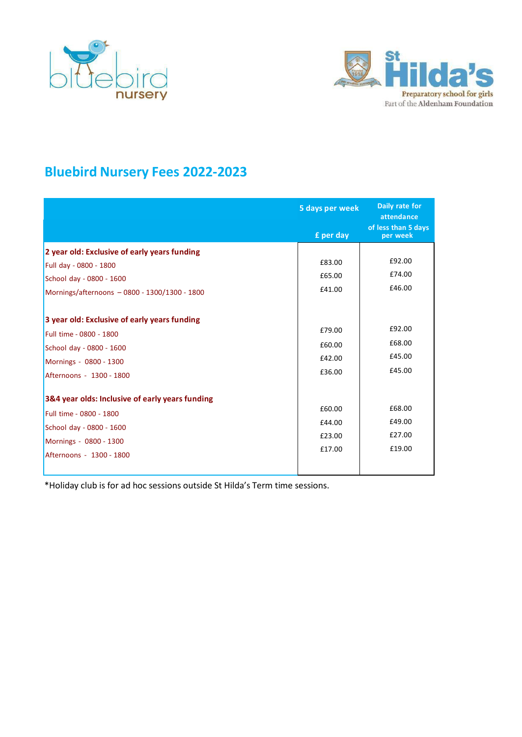# Bluebird Nursery Fees 2022-2023

| | 5 days per week<br>£ per day | Daily rate for attendance of less than 5 days per week |
|---|---|---|
| **2 year old: Exclusive of early years funding** | | |
| Full day - 0800 - 1800 | £83.00 | £92.00 |
| School day - 0800 - 1600 | £65.00 | £74.00 |
| Mornings/afternoons – 0800 - 1300/1300 - 1800 | £41.00 | £46.00 |
| **3 year old: Exclusive of early years funding** | | |
| Full time - 0800 - 1800 | £79.00 | £92.00 |
| School day - 0800 - 1600 | £60.00 | £68.00 |
| Mornings - 0800 - 1300 | £42.00 | £45.00 |
| Afternoons - 1300 - 1800 | £36.00 | £45.00 |
| **3&4 year olds: Inclusive of early years funding** | | |
| Full time - 0800 - 1800 | £60.00 | £68.00 |
| School day - 0800 - 1600 | £44.00 | £49.00 |
| Mornings - 0800 - 1300 | £23.00 | £27.00 |
| Afternoons - 1300 - 1800 | £17.00 | £19.00 |

*Holiday club is for ad hoc sessions outside St Hilda's Term time sessions.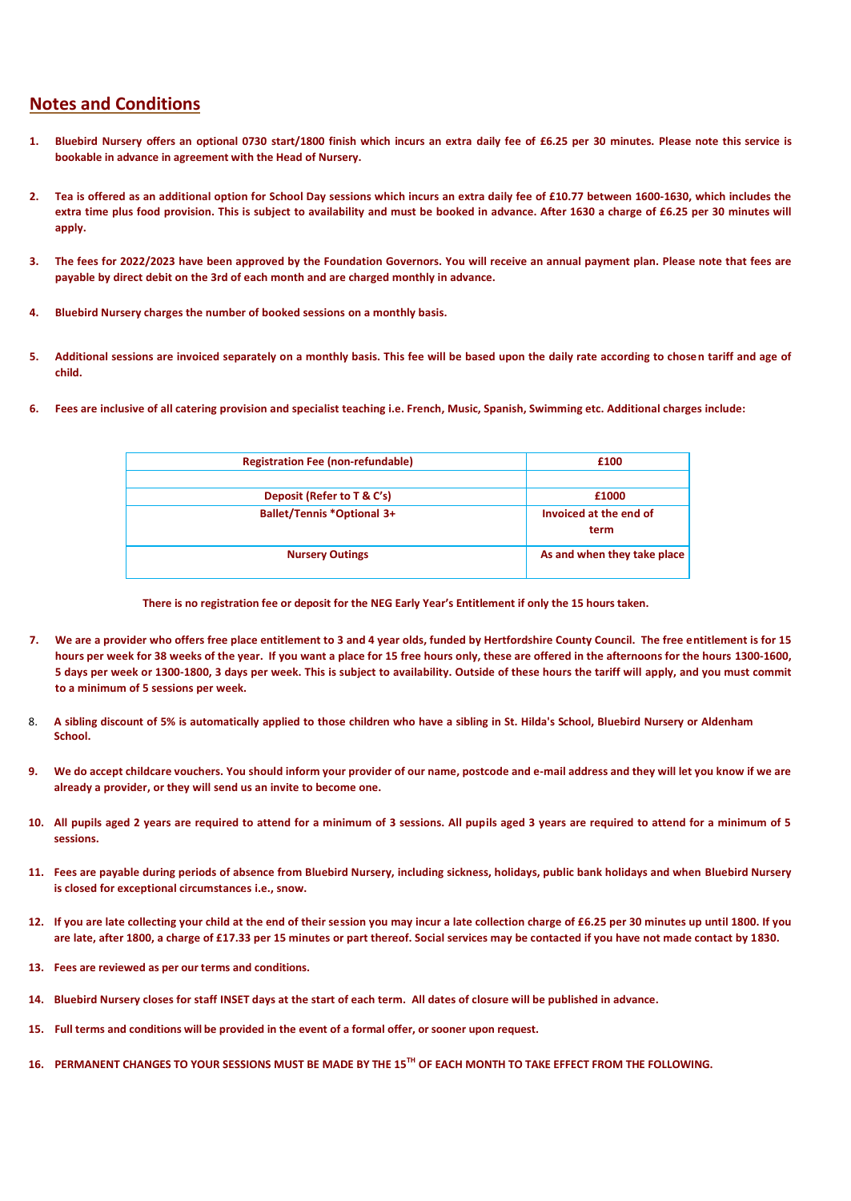## Notes and Conditions

1. **Bluebird Nursery offers an optional 0730 start/1800 finish which incurs an extra daily fee of £6.25 per 30 minutes. Please note this service is bookable in advance in agreement with the Head of Nursery.**

2. **Tea is offered as an additional option for School Day sessions which incurs an extra daily fee of £10.77 between 1600-1630, which includes the extra time plus food provision. This is subject to availability and must be booked in advance. After 1630 a charge of £6.25 per 30 minutes will apply.**

3. **The fees for 2022/2023 have been approved by the Foundation Governors. You will receive an annual payment plan. Please note that fees are payable by direct debit on the 3rd of each month and are charged monthly in advance.**

4. **Bluebird Nursery charges the number of booked sessions on a monthly basis.**

5. **Additional sessions are invoiced separately on a monthly basis. This fee will be based upon the daily rate according to chosen tariff and age of child.**

6. **Fees are inclusive of all catering provision and specialist teaching i.e. French, Music, Spanish, Swimming etc. Additional charges include:**

| | |
|---|---|
| **Registration Fee (non-refundable)** | **£100** |
| | |
| **Deposit (Refer to T & C's)** | **£1000** |
| **Ballet/Tennis *Optional 3+** | **Invoiced at the end of term** |
| **Nursery Outings** | **As and when they take place** |

**There is no registration fee or deposit for the NEG Early Year's Entitlement if only the 15 hours taken.**

7. **We are a provider who offers free place entitlement to 3 and 4 year olds, funded by Hertfordshire County Council. The free entitlement is for 15 hours per week for 38 weeks of the year. If you want a place for 15 free hours only, these are offered in the afternoons for the hours 1300-1600, 5 days per week or 1300-1800, 3 days per week. This is subject to availability. Outside of these hours the tariff will apply, and you must commit to a minimum of 5 sessions per week.**

8. **A sibling discount of 5% is automatically applied to those children who have a sibling in St. Hilda's School, Bluebird Nursery or Aldenham School.**

9. **We do accept childcare vouchers. You should inform your provider of our name, postcode and e-mail address and they will let you know if we are already a provider, or they will send us an invite to become one.**

10. **All pupils aged 2 years are required to attend for a minimum of 3 sessions. All pupils aged 3 years are required to attend for a minimum of 5 sessions.**

11. **Fees are payable during periods of absence from Bluebird Nursery, including sickness, holidays, public bank holidays and when Bluebird Nursery is closed for exceptional circumstances i.e., snow.**

12. **If you are late collecting your child at the end of their session you may incur a late collection charge of £6.25 per 30 minutes up until 1800. If you are late, after 1800, a charge of £17.33 per 15 minutes or part thereof. Social services may be contacted if you have not made contact by 1830.**

13. **Fees are reviewed as per our terms and conditions.**

14. **Bluebird Nursery closes for staff INSET days at the start of each term. All dates of closure will be published in advance.**

15. **Full terms and conditions will be provided in the event of a formal offer, or sooner upon request.**

16. **PERMANENT CHANGES TO YOUR SESSIONS MUST BE MADE BY THE 15TH OF EACH MONTH TO TAKE EFFECT FROM THE FOLLOWING.**